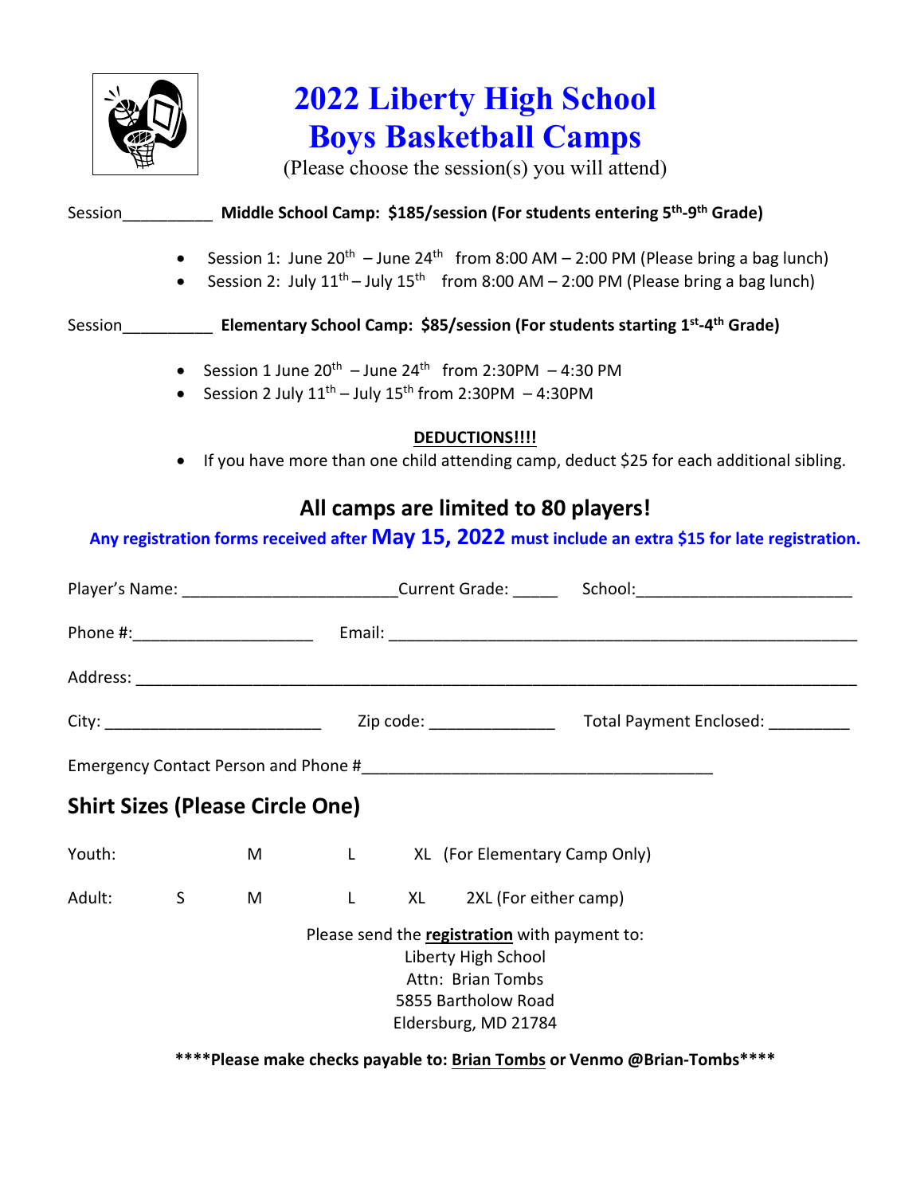# 2022 Liberty High School
# Boys Basketball Camps

(Please choose the session(s) you will attend)

Session__________ **Middle School Camp: $185/session (For students entering 5th-9th Grade)**

- Session 1: June 20th – June 24th from 8:00 AM – 2:00 PM (Please bring a bag lunch)
- Session 2: July 11th – July 15th from 8:00 AM – 2:00 PM (Please bring a bag lunch)

Session__________ **Elementary School Camp: $85/session (For students starting 1st-4th Grade)**

- Session 1 June 20th – June 24th from 2:30PM – 4:30 PM
- Session 2 July 11th – July 15th from 2:30PM – 4:30PM

**DEDUCTIONS!!!!**

- If you have more than one child attending camp, deduct $25 for each additional sibling.

## All camps are limited to 80 players!

**Any registration forms received after May 15, 2022 must include an extra $15 for late registration.**

Player's Name: ________________________Current Grade: _____ School:________________________

Phone #:____________________ Email: ______________________________________________________

Address: ___________________________________________________________________________

City: ________________________ Zip code: ______________ Total Payment Enclosed: _________

Emergency Contact Person and Phone #_______________________________________

## Shirt Sizes (Please Circle One)

Youth: M L XL (For Elementary Camp Only)

Adult: S M L XL 2XL (For either camp)

Please send the **registration** with payment to:
Liberty High School
Attn: Brian Tombs
5855 Bartholow Road
Eldersburg, MD 21784

**\*\*\*\*Please make checks payable to: Brian Tombs or Venmo @Brian-Tombs\*\*\*\***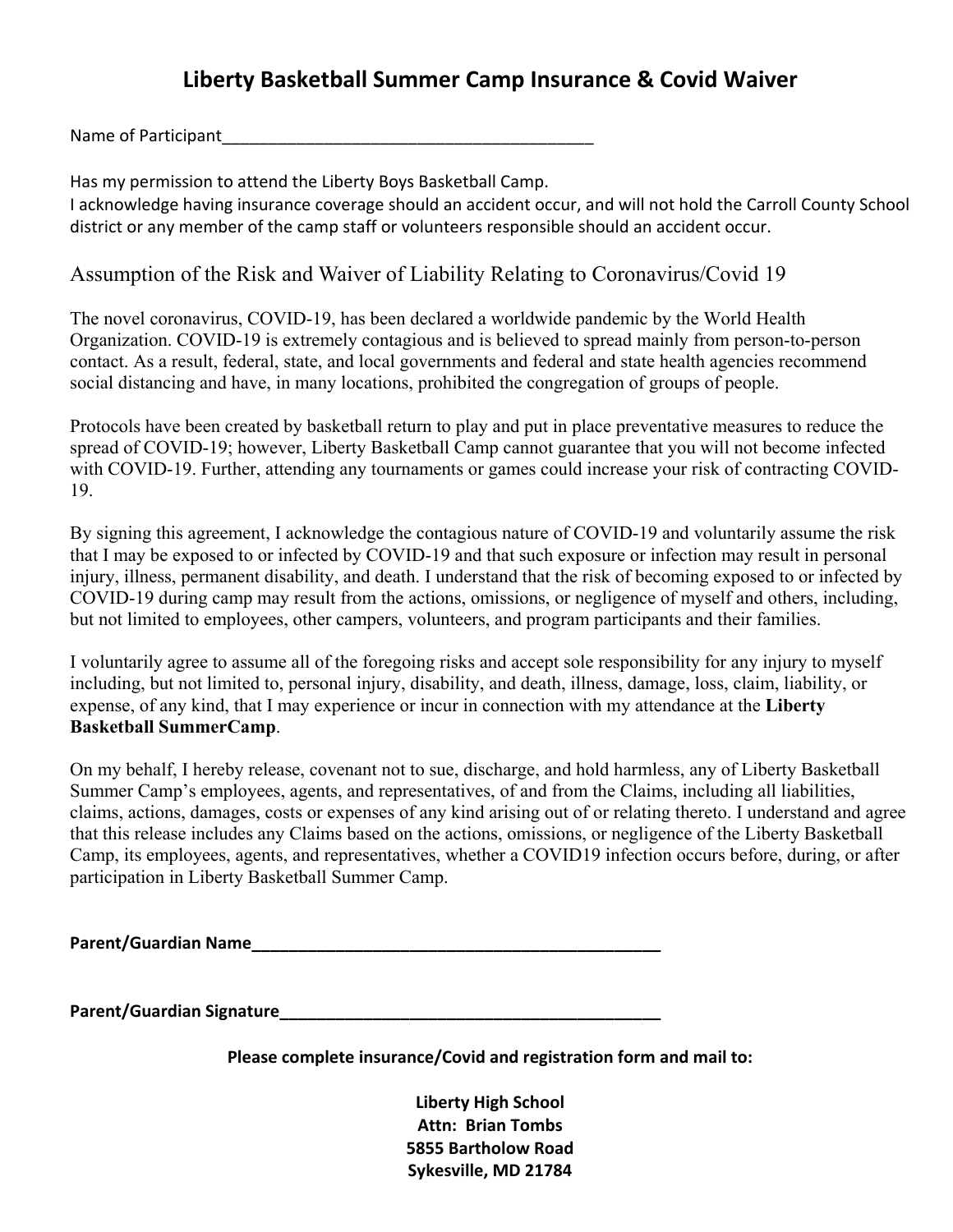# Liberty Basketball Summer Camp Insurance & Covid Waiver

Name of Participant_________________________________________

Has my permission to attend the Liberty Boys Basketball Camp.
I acknowledge having insurance coverage should an accident occur, and will not hold the Carroll County School district or any member of the camp staff or volunteers responsible should an accident occur.

## Assumption of the Risk and Waiver of Liability Relating to Coronavirus/Covid 19

The novel coronavirus, COVID-19, has been declared a worldwide pandemic by the World Health Organization. COVID-19 is extremely contagious and is believed to spread mainly from person-to-person contact. As a result, federal, state, and local governments and federal and state health agencies recommend social distancing and have, in many locations, prohibited the congregation of groups of people.

Protocols have been created by basketball return to play and put in place preventative measures to reduce the spread of COVID-19; however, Liberty Basketball Camp cannot guarantee that you will not become infected with COVID-19. Further, attending any tournaments or games could increase your risk of contracting COVID-19.

By signing this agreement, I acknowledge the contagious nature of COVID-19 and voluntarily assume the risk that I may be exposed to or infected by COVID-19 and that such exposure or infection may result in personal injury, illness, permanent disability, and death. I understand that the risk of becoming exposed to or infected by COVID-19 during camp may result from the actions, omissions, or negligence of myself and others, including, but not limited to employees, other campers, volunteers, and program participants and their families.

I voluntarily agree to assume all of the foregoing risks and accept sole responsibility for any injury to myself including, but not limited to, personal injury, disability, and death, illness, damage, loss, claim, liability, or expense, of any kind, that I may experience or incur in connection with my attendance at the **Liberty Basketball SummerCamp**.

On my behalf, I hereby release, covenant not to sue, discharge, and hold harmless, any of Liberty Basketball Summer Camp's employees, agents, and representatives, of and from the Claims, including all liabilities, claims, actions, damages, costs or expenses of any kind arising out of or relating thereto. I understand and agree that this release includes any Claims based on the actions, omissions, or negligence of the Liberty Basketball Camp, its employees, agents, and representatives, whether a COVID19 infection occurs before, during, or after participation in Liberty Basketball Summer Camp.

**Parent/Guardian Name**_______________________________________________

**Parent/Guardian Signature**____________________________________________

**Please complete insurance/Covid and registration form and mail to:**

**Liberty High School**
**Attn: Brian Tombs**
**5855 Bartholow Road**
**Sykesville, MD 21784**